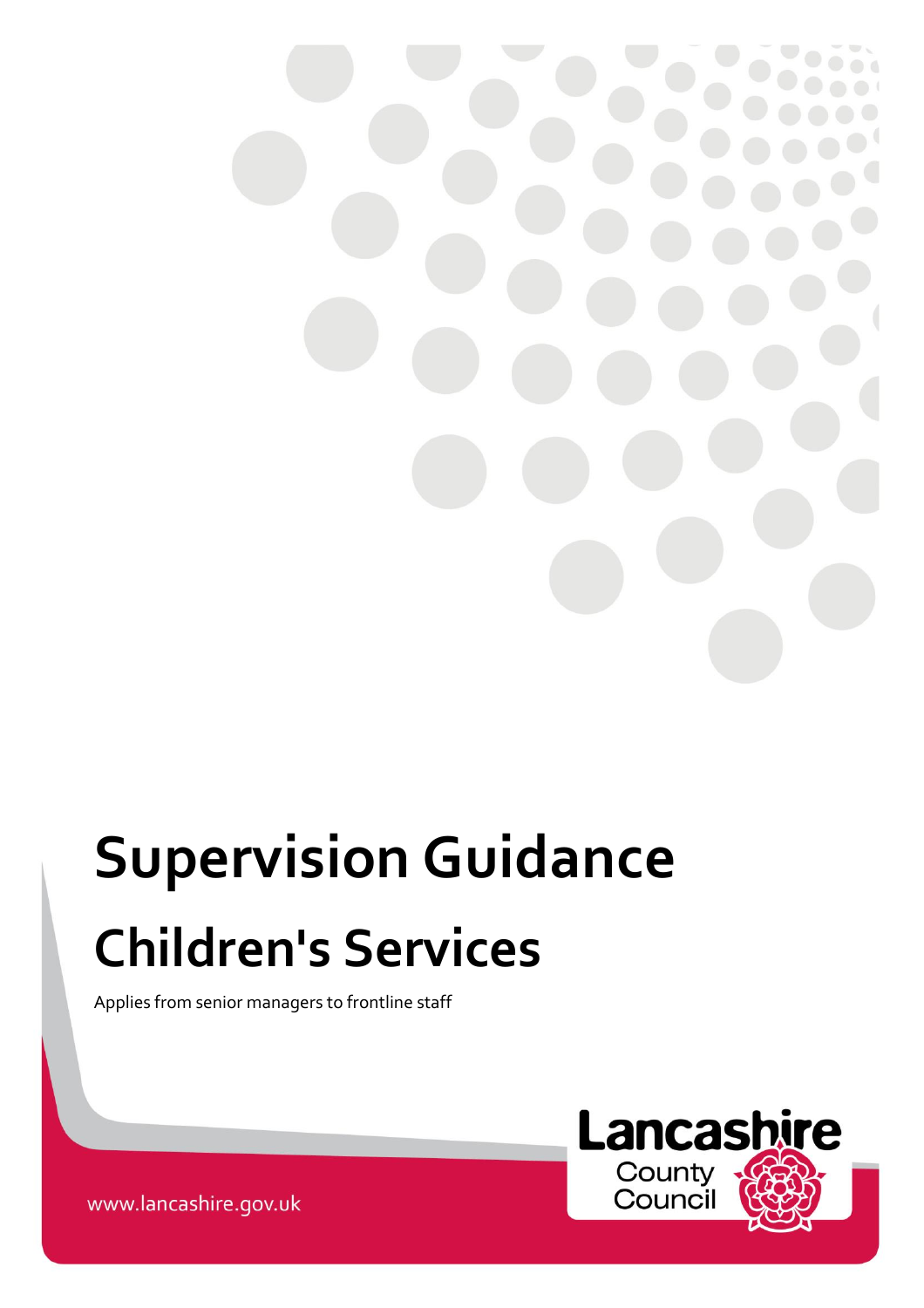# Supervision Guidance

# Children's Services

Applies from senior managers to frontline staff

www.lancashire.gov.uk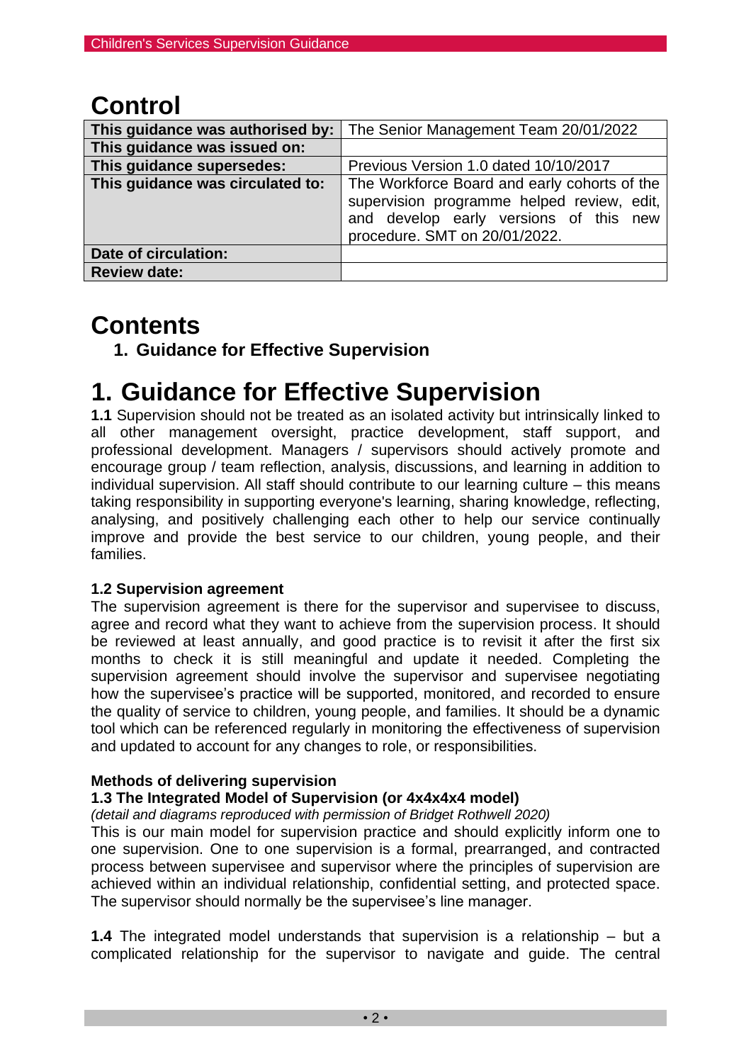# Control

| This guidance was authorised by: | The Senior Management Team 20/01/2022 |
|---|---|
| This guidance was issued on: | |
| This guidance supersedes: | Previous Version 1.0 dated 10/10/2017 |
| This guidance was circulated to: | The Workforce Board and early cohorts of the supervision programme helped review, edit, and develop early versions of this new procedure. SMT on 20/01/2022. |
| Date of circulation: | |
| Review date: | |

# Contents

1. **Guidance for Effective Supervision**

# 1. Guidance for Effective Supervision

**1.1** Supervision should not be treated as an isolated activity but intrinsically linked to all other management oversight, practice development, staff support, and professional development. Managers / supervisors should actively promote and encourage group / team reflection, analysis, discussions, and learning in addition to individual supervision. All staff should contribute to our learning culture – this means taking responsibility in supporting everyone's learning, sharing knowledge, reflecting, analysing, and positively challenging each other to help our service continually improve and provide the best service to our children, young people, and their families.

**1.2 Supervision agreement**

The supervision agreement is there for the supervisor and supervisee to discuss, agree and record what they want to achieve from the supervision process. It should be reviewed at least annually, and good practice is to revisit it after the first six months to check it is still meaningful and update it needed. Completing the supervision agreement should involve the supervisor and supervisee negotiating how the supervisee's practice will be supported, monitored, and recorded to ensure the quality of service to children, young people, and families. It should be a dynamic tool which can be referenced regularly in monitoring the effectiveness of supervision and updated to account for any changes to role, or responsibilities.

**Methods of delivering supervision**

**1.3 The Integrated Model of Supervision (or 4x4x4x4 model)**

*(detail and diagrams reproduced with permission of Bridget Rothwell 2020)*

This is our main model for supervision practice and should explicitly inform one to one supervision. One to one supervision is a formal, prearranged, and contracted process between supervisee and supervisor where the principles of supervision are achieved within an individual relationship, confidential setting, and protected space. The supervisor should normally be the supervisee's line manager.

**1.4** The integrated model understands that supervision is a relationship – but a complicated relationship for the supervisor to navigate and guide. The central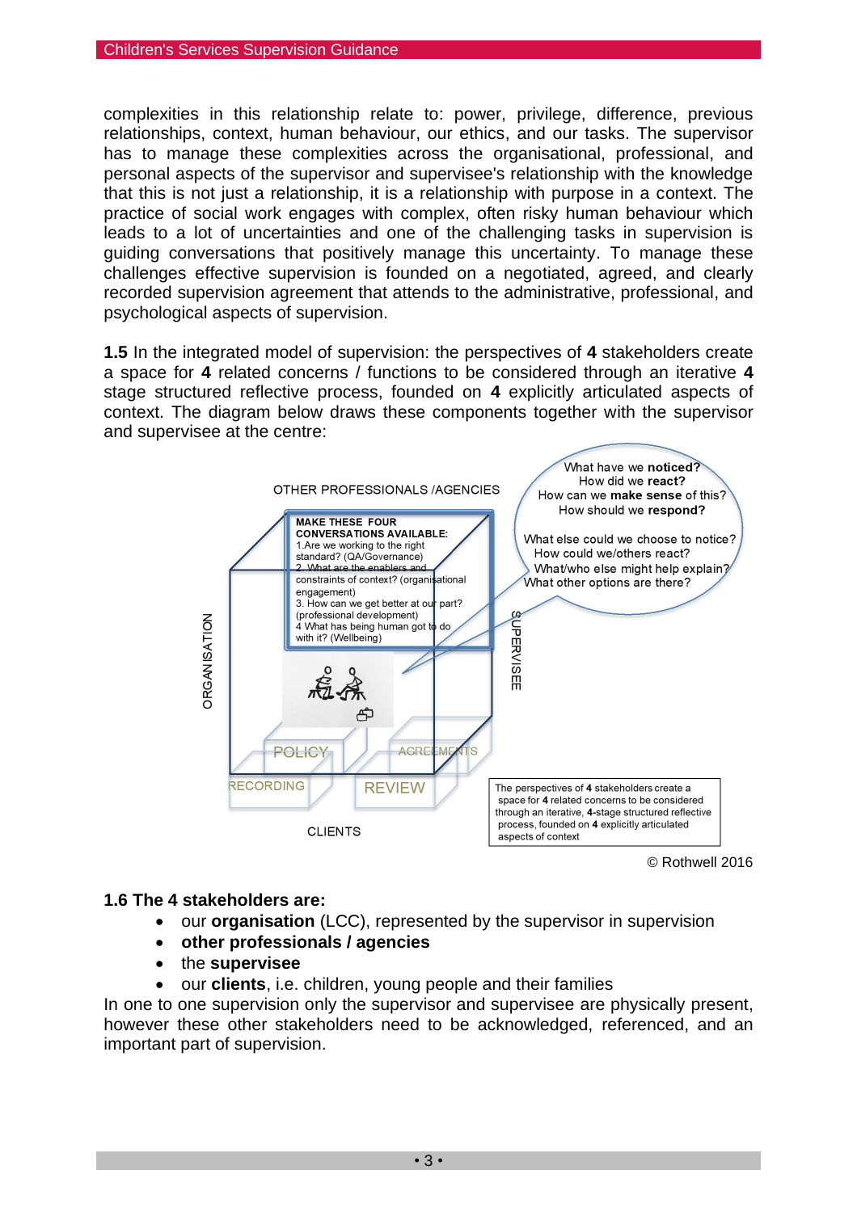complexities in this relationship relate to: power, privilege, difference, previous relationships, context, human behaviour, our ethics, and our tasks. The supervisor has to manage these complexities across the organisational, professional, and personal aspects of the supervisor and supervisee's relationship with the knowledge that this is not just a relationship, it is a relationship with purpose in a context. The practice of social work engages with complex, often risky human behaviour which leads to a lot of uncertainties and one of the challenging tasks in supervision is guiding conversations that positively manage this uncertainty. To manage these challenges effective supervision is founded on a negotiated, agreed, and clearly recorded supervision agreement that attends to the administrative, professional, and psychological aspects of supervision.

**1.5** In the integrated model of supervision: the perspectives of **4** stakeholders create a space for **4** related concerns / functions to be considered through an iterative **4** stage structured reflective process, founded on **4** explicitly articulated aspects of context. The diagram below draws these components together with the supervisor and supervisee at the centre:

OTHER PROFESSIONALS /AGENCIES

**MAKE THESE FOUR CONVERSATIONS AVAILABLE:**
1. Are we working to the right standard? (QA/Governance)
2. What are the enablers and constraints of context? (organisational engagement)
3. How can we get better at our part? (professional development)
4. What has being human got to do with it? (Wellbeing)

What have we **noticed?**
How did we **react?**
How can we **make sense** of this?
How should we **respond?**

What else could we choose to notice?
How could we/others react?
What/who else might help explain?
What other options are there?

ORGANISATION

SUPERVISEE

POLICY

AGREEMENTS

RECORDING

REVIEW

CLIENTS

The perspectives of **4** stakeholders create a space for **4** related concerns to be considered through an iterative, **4**-stage structured reflective process, founded on **4** explicitly articulated aspects of context

© Rothwell 2016

### 1.6 The 4 stakeholders are:

- our **organisation** (LCC), represented by the supervisor in supervision
- **other professionals / agencies**
- the **supervisee**
- our **clients**, i.e. children, young people and their families

In one to one supervision only the supervisor and supervisee are physically present, however these other stakeholders need to be acknowledged, referenced, and an important part of supervision.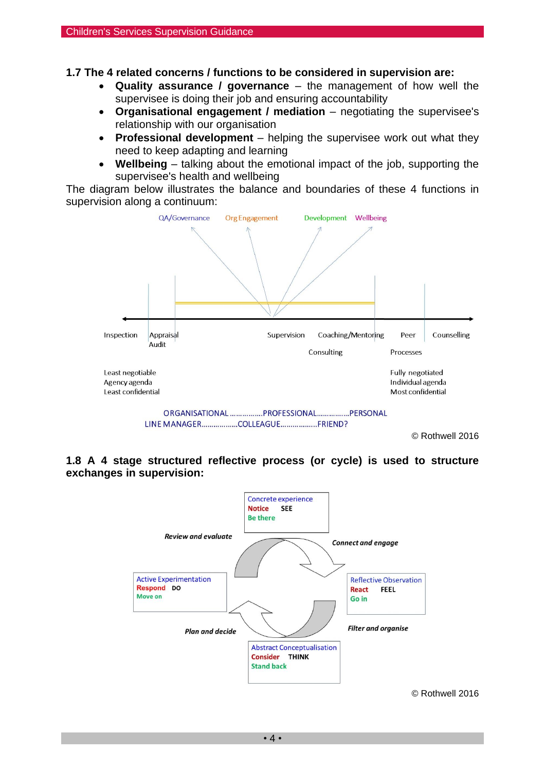### 1.7 The 4 related concerns / functions to be considered in supervision are:

- **Quality assurance / governance** – the management of how well the supervisee is doing their job and ensuring accountability
- **Organisational engagement / mediation** – negotiating the supervisee's relationship with our organisation
- **Professional development** – helping the supervisee work out what they need to keep adapting and learning
- **Wellbeing** – talking about the emotional impact of the job, supporting the supervisee's health and wellbeing

The diagram below illustrates the balance and boundaries of these 4 functions in supervision along a continuum:

QA/Governance    Org Engagement    Development    Wellbeing

Inspection    Appraisal Audit    Supervision    Coaching/Mentoring    Consulting    Peer Processes    Counselling

Least negotiable
Agency agenda
Least confidential

Fully negotiated
Individual agenda
Most confidential

ORGANISATIONAL ……………PROFESSIONAL……………PERSONAL
LINE MANAGER……………..COLLEAGUE……………..FRIEND?

© Rothwell 2016

### 1.8 A 4 stage structured reflective process (or cycle) is used to structure exchanges in supervision:

**Concrete experience**
Notice    SEE
Be there

*Connect and engage*

**Reflective Observation**
React    FEEL
Go in

*Filter and organise*

**Abstract Conceptualisation**
Consider    THINK
Stand back

*Plan and decide*

**Active Experimentation**
Respond    DO
Move on

*Review and evaluate*

© Rothwell 2016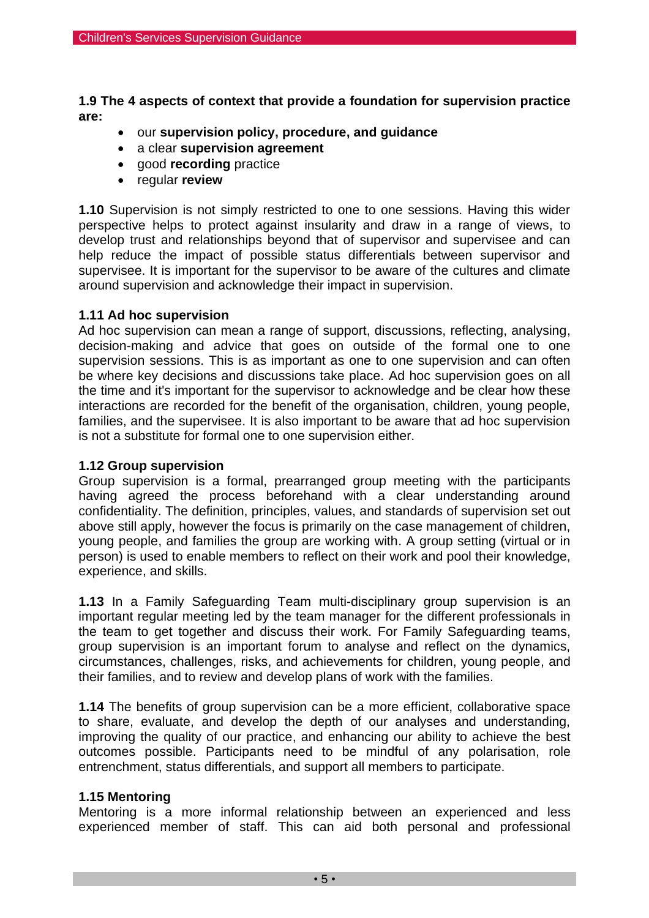**1.9 The 4 aspects of context that provide a foundation for supervision practice are:**

- our **supervision policy, procedure, and guidance**
- a clear **supervision agreement**
- good **recording** practice
- regular **review**

**1.10** Supervision is not simply restricted to one to one sessions. Having this wider perspective helps to protect against insularity and draw in a range of views, to develop trust and relationships beyond that of supervisor and supervisee and can help reduce the impact of possible status differentials between supervisor and supervisee. It is important for the supervisor to be aware of the cultures and climate around supervision and acknowledge their impact in supervision.

**1.11 Ad hoc supervision**

Ad hoc supervision can mean a range of support, discussions, reflecting, analysing, decision-making and advice that goes on outside of the formal one to one supervision sessions. This is as important as one to one supervision and can often be where key decisions and discussions take place. Ad hoc supervision goes on all the time and it's important for the supervisor to acknowledge and be clear how these interactions are recorded for the benefit of the organisation, children, young people, families, and the supervisee. It is also important to be aware that ad hoc supervision is not a substitute for formal one to one supervision either.

**1.12 Group supervision**

Group supervision is a formal, prearranged group meeting with the participants having agreed the process beforehand with a clear understanding around confidentiality. The definition, principles, values, and standards of supervision set out above still apply, however the focus is primarily on the case management of children, young people, and families the group are working with. A group setting (virtual or in person) is used to enable members to reflect on their work and pool their knowledge, experience, and skills.

**1.13** In a Family Safeguarding Team multi-disciplinary group supervision is an important regular meeting led by the team manager for the different professionals in the team to get together and discuss their work. For Family Safeguarding teams, group supervision is an important forum to analyse and reflect on the dynamics, circumstances, challenges, risks, and achievements for children, young people, and their families, and to review and develop plans of work with the families.

**1.14** The benefits of group supervision can be a more efficient, collaborative space to share, evaluate, and develop the depth of our analyses and understanding, improving the quality of our practice, and enhancing our ability to achieve the best outcomes possible. Participants need to be mindful of any polarisation, role entrenchment, status differentials, and support all members to participate.

**1.15 Mentoring**

Mentoring is a more informal relationship between an experienced and less experienced member of staff. This can aid both personal and professional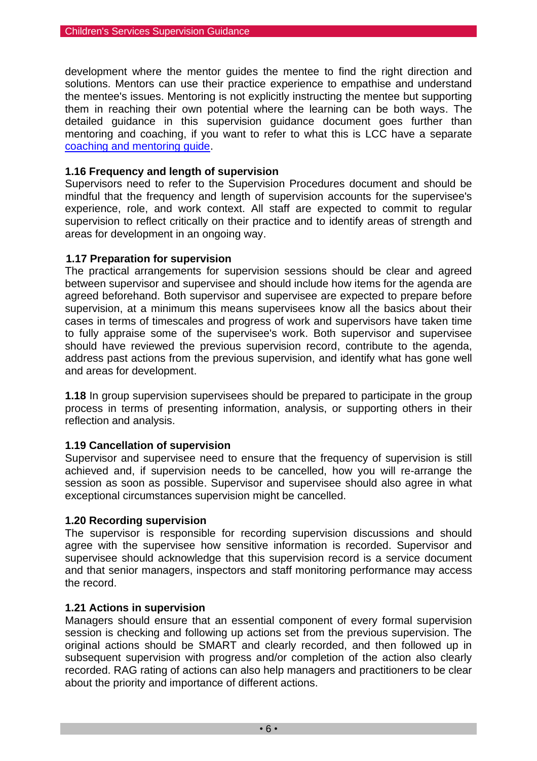development where the mentor guides the mentee to find the right direction and solutions. Mentors can use their practice experience to empathise and understand the mentee's issues. Mentoring is not explicitly instructing the mentee but supporting them in reaching their own potential where the learning can be both ways. The detailed guidance in this supervision guidance document goes further than mentoring and coaching, if you want to refer to what this is LCC have a separate [coaching and mentoring guide](coaching and mentoring guide).

**1.16 Frequency and length of supervision**
Supervisors need to refer to the Supervision Procedures document and should be mindful that the frequency and length of supervision accounts for the supervisee's experience, role, and work context. All staff are expected to commit to regular supervision to reflect critically on their practice and to identify areas of strength and areas for development in an ongoing way.

**1.17 Preparation for supervision**
The practical arrangements for supervision sessions should be clear and agreed between supervisor and supervisee and should include how items for the agenda are agreed beforehand. Both supervisor and supervisee are expected to prepare before supervision, at a minimum this means supervisees know all the basics about their cases in terms of timescales and progress of work and supervisors have taken time to fully appraise some of the supervisee's work. Both supervisor and supervisee should have reviewed the previous supervision record, contribute to the agenda, address past actions from the previous supervision, and identify what has gone well and areas for development.

**1.18** In group supervision supervisees should be prepared to participate in the group process in terms of presenting information, analysis, or supporting others in their reflection and analysis.

**1.19 Cancellation of supervision**
Supervisor and supervisee need to ensure that the frequency of supervision is still achieved and, if supervision needs to be cancelled, how you will re-arrange the session as soon as possible. Supervisor and supervisee should also agree in what exceptional circumstances supervision might be cancelled.

**1.20 Recording supervision**
The supervisor is responsible for recording supervision discussions and should agree with the supervisee how sensitive information is recorded. Supervisor and supervisee should acknowledge that this supervision record is a service document and that senior managers, inspectors and staff monitoring performance may access the record.

**1.21 Actions in supervision**
Managers should ensure that an essential component of every formal supervision session is checking and following up actions set from the previous supervision. The original actions should be SMART and clearly recorded, and then followed up in subsequent supervision with progress and/or completion of the action also clearly recorded. RAG rating of actions can also help managers and practitioners to be clear about the priority and importance of different actions.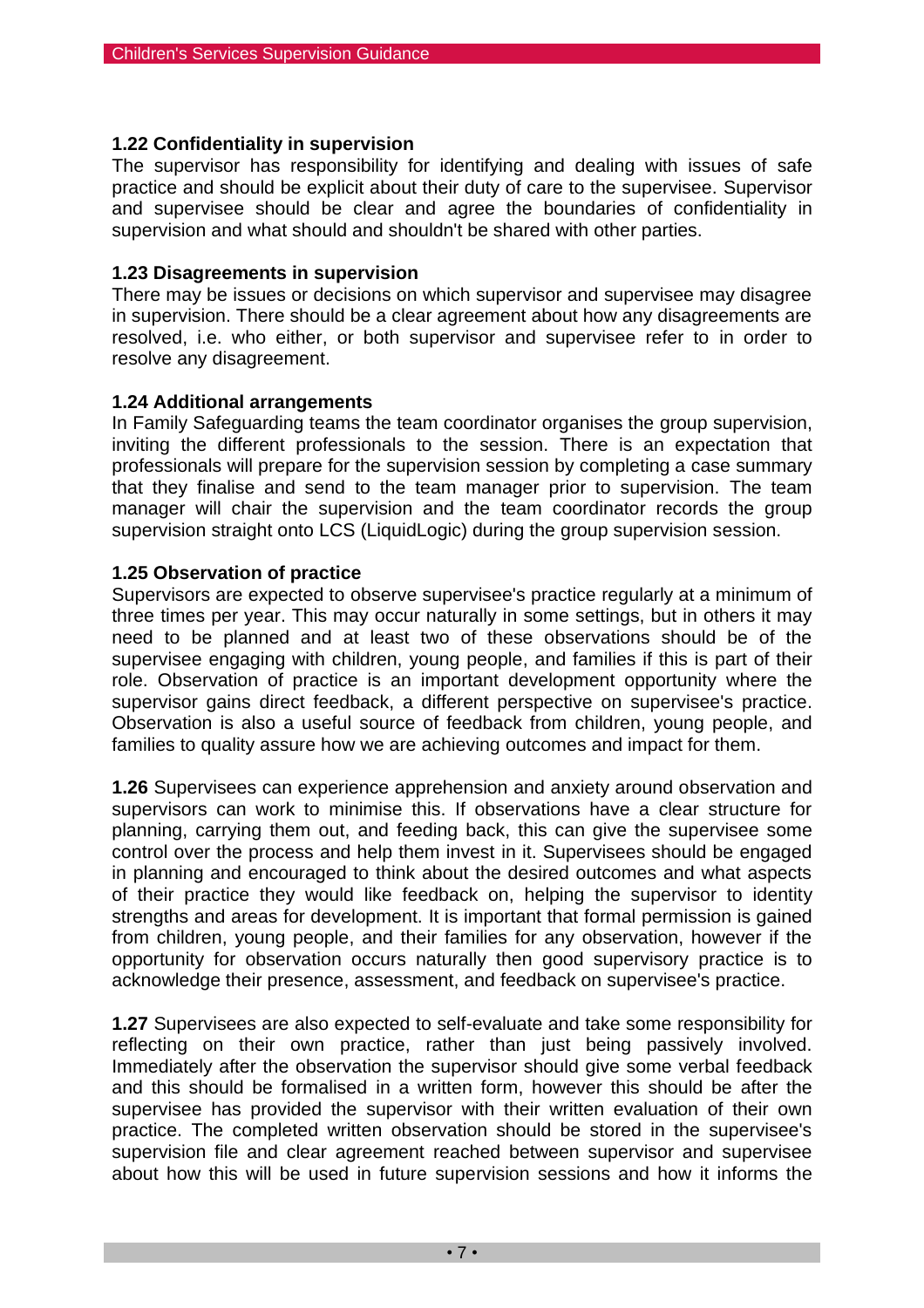### 1.22 Confidentiality in supervision

The supervisor has responsibility for identifying and dealing with issues of safe practice and should be explicit about their duty of care to the supervisee. Supervisor and supervisee should be clear and agree the boundaries of confidentiality in supervision and what should and shouldn't be shared with other parties.

### 1.23 Disagreements in supervision

There may be issues or decisions on which supervisor and supervisee may disagree in supervision. There should be a clear agreement about how any disagreements are resolved, i.e. who either, or both supervisor and supervisee refer to in order to resolve any disagreement.

### 1.24 Additional arrangements

In Family Safeguarding teams the team coordinator organises the group supervision, inviting the different professionals to the session. There is an expectation that professionals will prepare for the supervision session by completing a case summary that they finalise and send to the team manager prior to supervision. The team manager will chair the supervision and the team coordinator records the group supervision straight onto LCS (LiquidLogic) during the group supervision session.

### 1.25 Observation of practice

Supervisors are expected to observe supervisee's practice regularly at a minimum of three times per year. This may occur naturally in some settings, but in others it may need to be planned and at least two of these observations should be of the supervisee engaging with children, young people, and families if this is part of their role. Observation of practice is an important development opportunity where the supervisor gains direct feedback, a different perspective on supervisee's practice. Observation is also a useful source of feedback from children, young people, and families to quality assure how we are achieving outcomes and impact for them.

**1.26** Supervisees can experience apprehension and anxiety around observation and supervisors can work to minimise this. If observations have a clear structure for planning, carrying them out, and feeding back, this can give the supervisee some control over the process and help them invest in it. Supervisees should be engaged in planning and encouraged to think about the desired outcomes and what aspects of their practice they would like feedback on, helping the supervisor to identity strengths and areas for development. It is important that formal permission is gained from children, young people, and their families for any observation, however if the opportunity for observation occurs naturally then good supervisory practice is to acknowledge their presence, assessment, and feedback on supervisee's practice.

**1.27** Supervisees are also expected to self-evaluate and take some responsibility for reflecting on their own practice, rather than just being passively involved. Immediately after the observation the supervisor should give some verbal feedback and this should be formalised in a written form, however this should be after the supervisee has provided the supervisor with their written evaluation of their own practice. The completed written observation should be stored in the supervisee's supervision file and clear agreement reached between supervisor and supervisee about how this will be used in future supervision sessions and how it informs the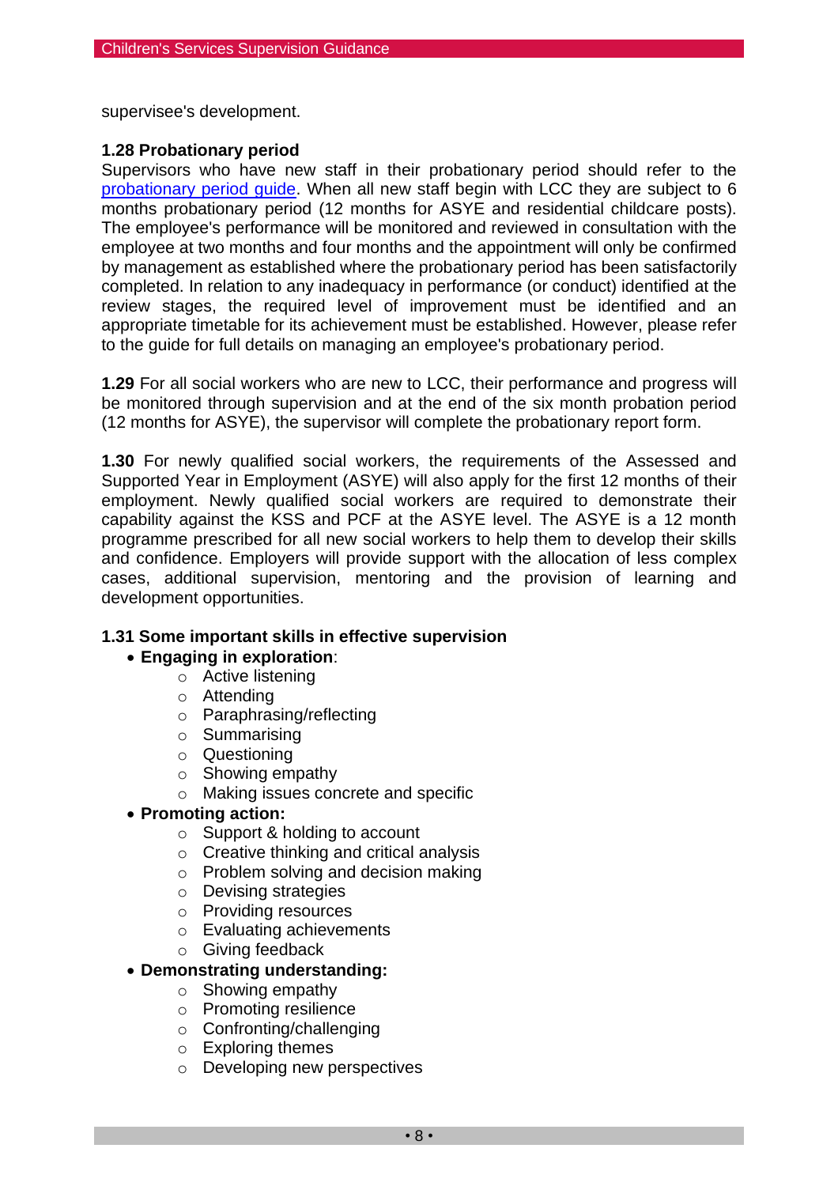supervisee's development.

**1.28 Probationary period**

Supervisors who have new staff in their probationary period should refer to the [probationary period guide](). When all new staff begin with LCC they are subject to 6 months probationary period (12 months for ASYE and residential childcare posts). The employee's performance will be monitored and reviewed in consultation with the employee at two months and four months and the appointment will only be confirmed by management as established where the probationary period has been satisfactorily completed. In relation to any inadequacy in performance (or conduct) identified at the review stages, the required level of improvement must be identified and an appropriate timetable for its achievement must be established. However, please refer to the guide for full details on managing an employee's probationary period.

**1.29** For all social workers who are new to LCC, their performance and progress will be monitored through supervision and at the end of the six month probation period (12 months for ASYE), the supervisor will complete the probationary report form.

**1.30** For newly qualified social workers, the requirements of the Assessed and Supported Year in Employment (ASYE) will also apply for the first 12 months of their employment. Newly qualified social workers are required to demonstrate their capability against the KSS and PCF at the ASYE level. The ASYE is a 12 month programme prescribed for all new social workers to help them to develop their skills and confidence. Employers will provide support with the allocation of less complex cases, additional supervision, mentoring and the provision of learning and development opportunities.

**1.31 Some important skills in effective supervision**

- **Engaging in exploration**:
  - Active listening
  - Attending
  - Paraphrasing/reflecting
  - Summarising
  - Questioning
  - Showing empathy
  - Making issues concrete and specific
- **Promoting action:**
  - Support & holding to account
  - Creative thinking and critical analysis
  - Problem solving and decision making
  - Devising strategies
  - Providing resources
  - Evaluating achievements
  - Giving feedback
- **Demonstrating understanding:**
  - Showing empathy
  - Promoting resilience
  - Confronting/challenging
  - Exploring themes
  - Developing new perspectives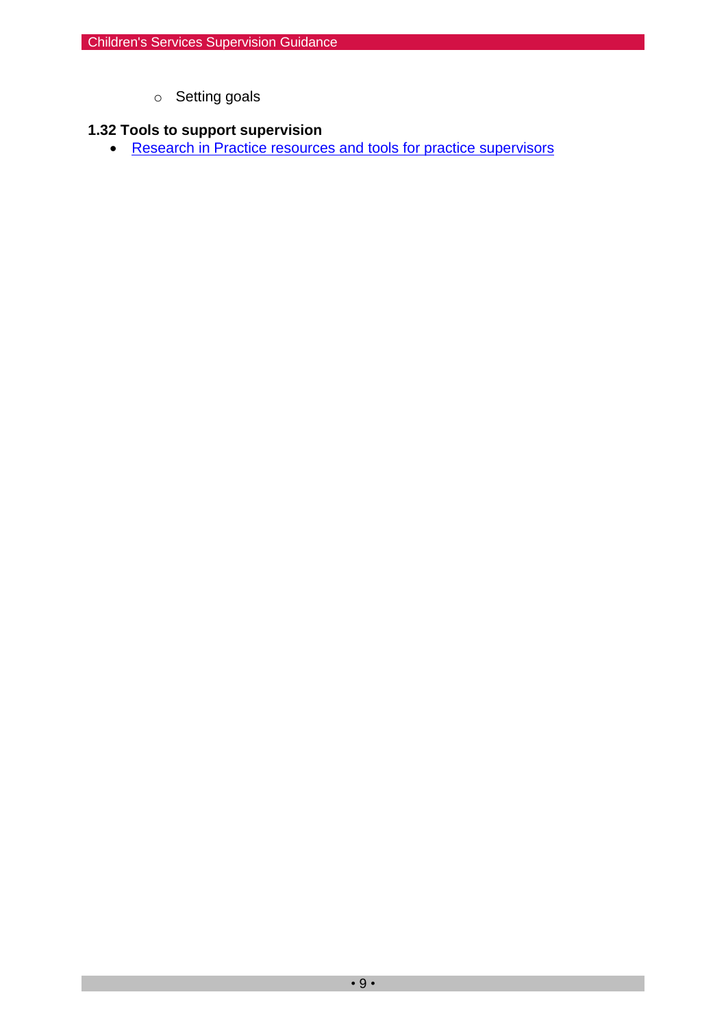- Setting goals

### 1.32 Tools to support supervision

- Research in Practice resources and tools for practice supervisors